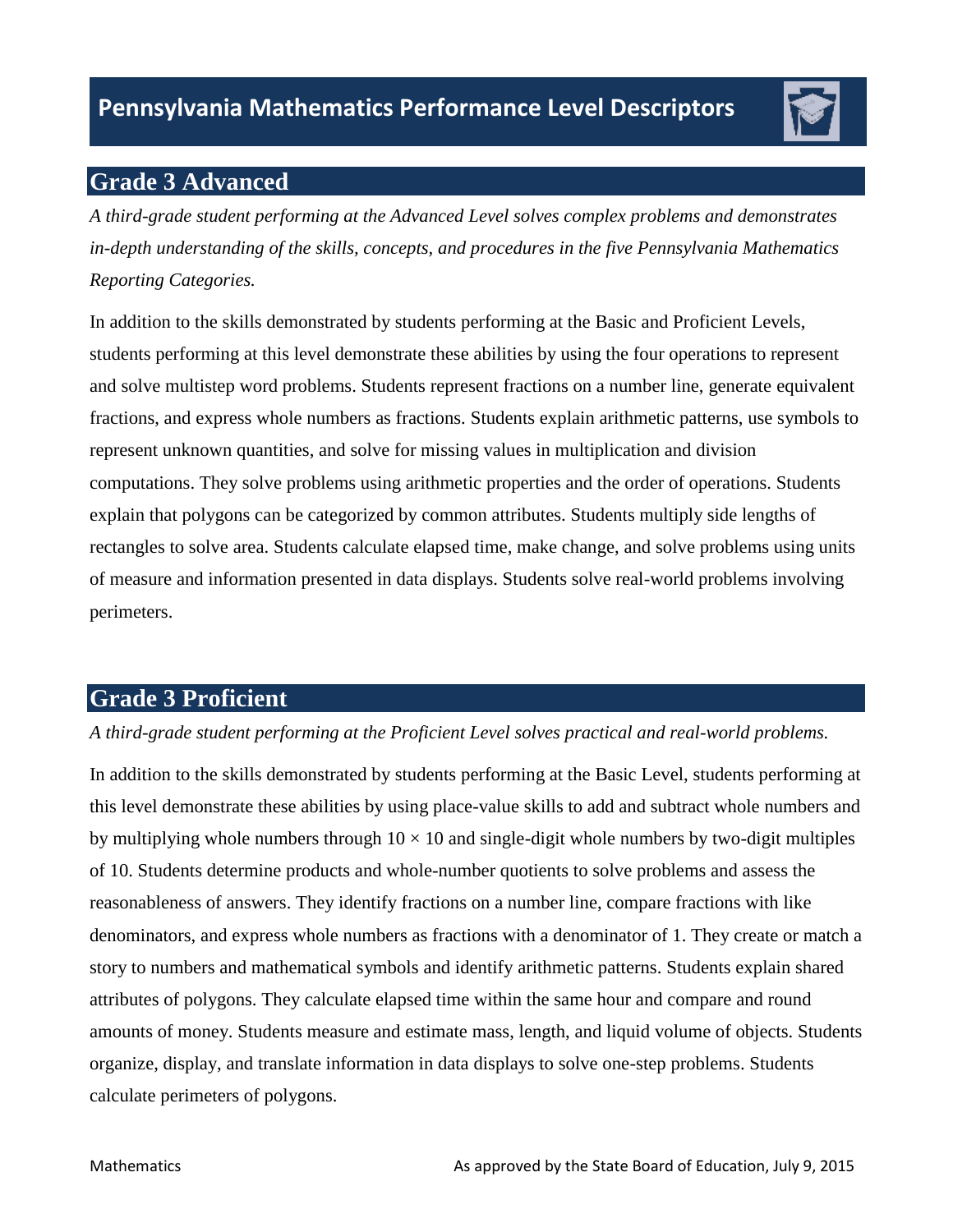# Pennsylvania Mathematics Performance Level Descriptors

## Grade 3 Advanced

*A third-grade student performing at the Advanced Level solves complex problems and demonstrates in-depth understanding of the skills, concepts, and procedures in the five Pennsylvania Mathematics Reporting Categories.*

In addition to the skills demonstrated by students performing at the Basic and Proficient Levels, students performing at this level demonstrate these abilities by using the four operations to represent and solve multistep word problems. Students represent fractions on a number line, generate equivalent fractions, and express whole numbers as fractions. Students explain arithmetic patterns, use symbols to represent unknown quantities, and solve for missing values in multiplication and division computations. They solve problems using arithmetic properties and the order of operations. Students explain that polygons can be categorized by common attributes. Students multiply side lengths of rectangles to solve area. Students calculate elapsed time, make change, and solve problems using units of measure and information presented in data displays. Students solve real-world problems involving perimeters.

## Grade 3 Proficient

*A third-grade student performing at the Proficient Level solves practical and real-world problems.*

In addition to the skills demonstrated by students performing at the Basic Level, students performing at this level demonstrate these abilities by using place-value skills to add and subtract whole numbers and by multiplying whole numbers through $10 \times 10$ and single-digit whole numbers by two-digit multiples of 10. Students determine products and whole-number quotients to solve problems and assess the reasonableness of answers. They identify fractions on a number line, compare fractions with like denominators, and express whole numbers as fractions with a denominator of 1. They create or match a story to numbers and mathematical symbols and identify arithmetic patterns. Students explain shared attributes of polygons. They calculate elapsed time within the same hour and compare and round amounts of money. Students measure and estimate mass, length, and liquid volume of objects. Students organize, display, and translate information in data displays to solve one-step problems. Students calculate perimeters of polygons.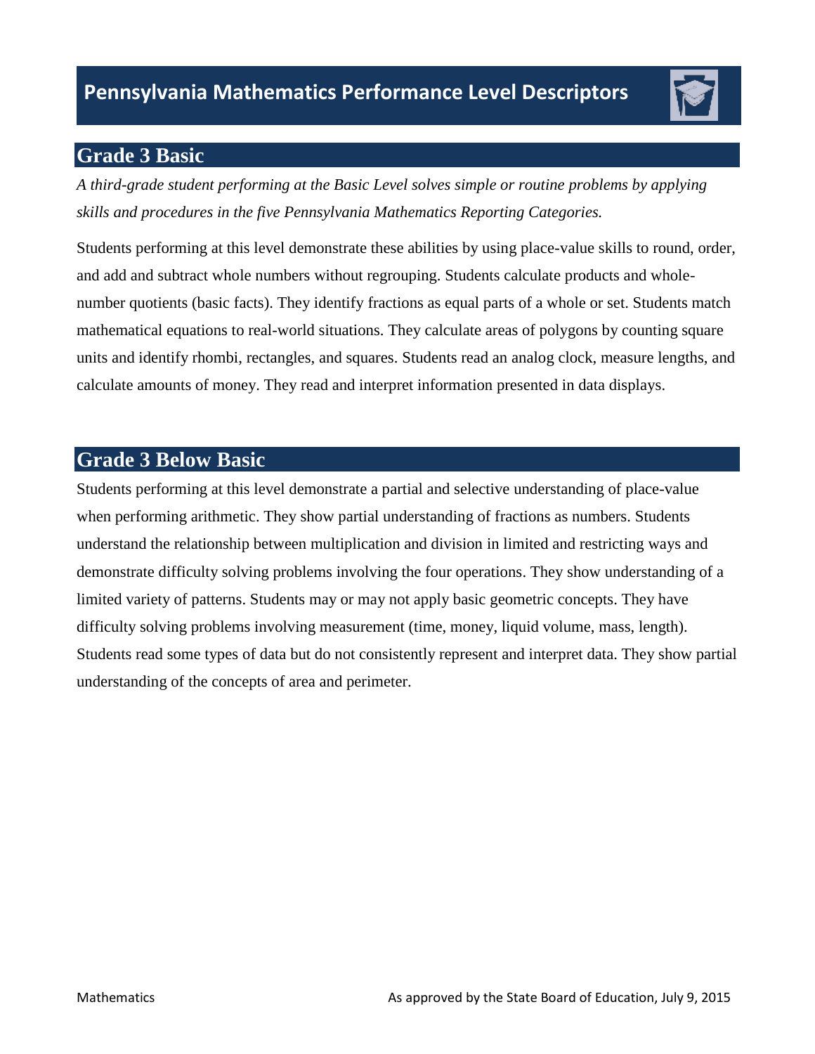# Pennsylvania Mathematics Performance Level Descriptors

## Grade 3 Basic

*A third-grade student performing at the Basic Level solves simple or routine problems by applying skills and procedures in the five Pennsylvania Mathematics Reporting Categories.*

Students performing at this level demonstrate these abilities by using place-value skills to round, order, and add and subtract whole numbers without regrouping. Students calculate products and whole-number quotients (basic facts). They identify fractions as equal parts of a whole or set. Students match mathematical equations to real-world situations. They calculate areas of polygons by counting square units and identify rhombi, rectangles, and squares. Students read an analog clock, measure lengths, and calculate amounts of money. They read and interpret information presented in data displays.

## Grade 3 Below Basic

Students performing at this level demonstrate a partial and selective understanding of place-value when performing arithmetic. They show partial understanding of fractions as numbers. Students understand the relationship between multiplication and division in limited and restricting ways and demonstrate difficulty solving problems involving the four operations. They show understanding of a limited variety of patterns. Students may or may not apply basic geometric concepts. They have difficulty solving problems involving measurement (time, money, liquid volume, mass, length). Students read some types of data but do not consistently represent and interpret data. They show partial understanding of the concepts of area and perimeter.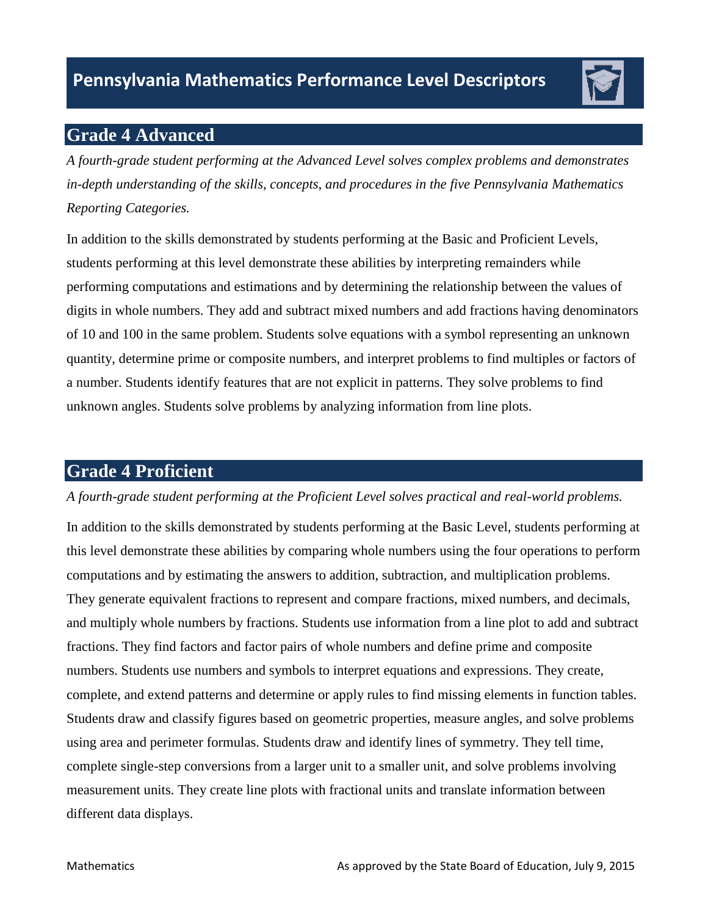# Pennsylvania Mathematics Performance Level Descriptors

## Grade 4 Advanced

*A fourth-grade student performing at the Advanced Level solves complex problems and demonstrates in-depth understanding of the skills, concepts, and procedures in the five Pennsylvania Mathematics Reporting Categories.*

In addition to the skills demonstrated by students performing at the Basic and Proficient Levels, students performing at this level demonstrate these abilities by interpreting remainders while performing computations and estimations and by determining the relationship between the values of digits in whole numbers. They add and subtract mixed numbers and add fractions having denominators of 10 and 100 in the same problem. Students solve equations with a symbol representing an unknown quantity, determine prime or composite numbers, and interpret problems to find multiples or factors of a number. Students identify features that are not explicit in patterns. They solve problems to find unknown angles. Students solve problems by analyzing information from line plots.

## Grade 4 Proficient

*A fourth-grade student performing at the Proficient Level solves practical and real-world problems.*

In addition to the skills demonstrated by students performing at the Basic Level, students performing at this level demonstrate these abilities by comparing whole numbers using the four operations to perform computations and by estimating the answers to addition, subtraction, and multiplication problems. They generate equivalent fractions to represent and compare fractions, mixed numbers, and decimals, and multiply whole numbers by fractions. Students use information from a line plot to add and subtract fractions. They find factors and factor pairs of whole numbers and define prime and composite numbers. Students use numbers and symbols to interpret equations and expressions. They create, complete, and extend patterns and determine or apply rules to find missing elements in function tables. Students draw and classify figures based on geometric properties, measure angles, and solve problems using area and perimeter formulas. Students draw and identify lines of symmetry. They tell time, complete single-step conversions from a larger unit to a smaller unit, and solve problems involving measurement units. They create line plots with fractional units and translate information between different data displays.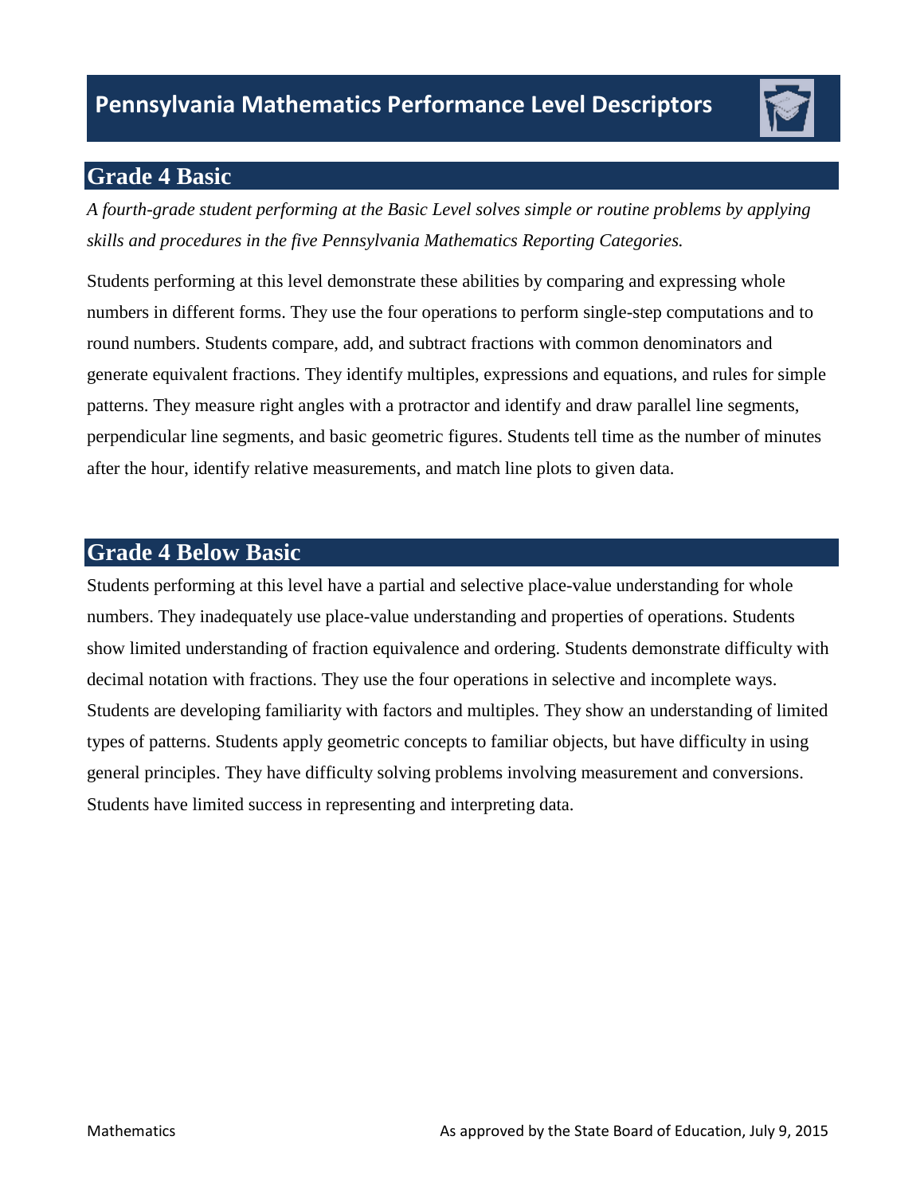## Grade 4 Basic

*A fourth-grade student performing at the Basic Level solves simple or routine problems by applying skills and procedures in the five Pennsylvania Mathematics Reporting Categories.*

Students performing at this level demonstrate these abilities by comparing and expressing whole numbers in different forms. They use the four operations to perform single-step computations and to round numbers. Students compare, add, and subtract fractions with common denominators and generate equivalent fractions. They identify multiples, expressions and equations, and rules for simple patterns. They measure right angles with a protractor and identify and draw parallel line segments, perpendicular line segments, and basic geometric figures. Students tell time as the number of minutes after the hour, identify relative measurements, and match line plots to given data.

## Grade 4 Below Basic

Students performing at this level have a partial and selective place-value understanding for whole numbers. They inadequately use place-value understanding and properties of operations. Students show limited understanding of fraction equivalence and ordering. Students demonstrate difficulty with decimal notation with fractions. They use the four operations in selective and incomplete ways. Students are developing familiarity with factors and multiples. They show an understanding of limited types of patterns. Students apply geometric concepts to familiar objects, but have difficulty in using general principles. They have difficulty solving problems involving measurement and conversions. Students have limited success in representing and interpreting data.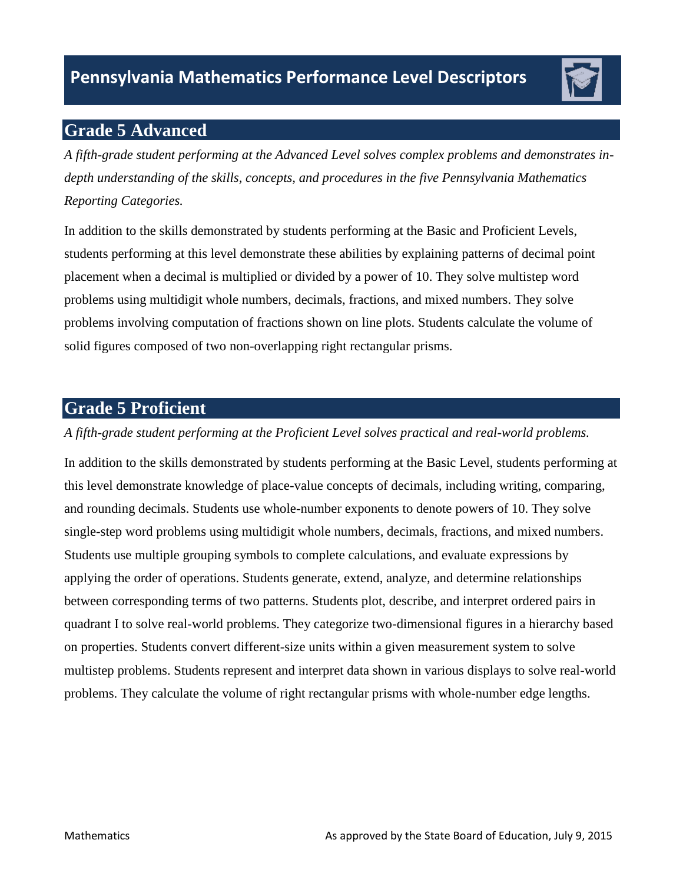# Pennsylvania Mathematics Performance Level Descriptors

## Grade 5 Advanced

*A fifth-grade student performing at the Advanced Level solves complex problems and demonstrates in-depth understanding of the skills, concepts, and procedures in the five Pennsylvania Mathematics Reporting Categories.*

In addition to the skills demonstrated by students performing at the Basic and Proficient Levels, students performing at this level demonstrate these abilities by explaining patterns of decimal point placement when a decimal is multiplied or divided by a power of 10. They solve multistep word problems using multidigit whole numbers, decimals, fractions, and mixed numbers. They solve problems involving computation of fractions shown on line plots. Students calculate the volume of solid figures composed of two non-overlapping right rectangular prisms.

## Grade 5 Proficient

*A fifth-grade student performing at the Proficient Level solves practical and real-world problems.*

In addition to the skills demonstrated by students performing at the Basic Level, students performing at this level demonstrate knowledge of place-value concepts of decimals, including writing, comparing, and rounding decimals. Students use whole-number exponents to denote powers of 10. They solve single-step word problems using multidigit whole numbers, decimals, fractions, and mixed numbers. Students use multiple grouping symbols to complete calculations, and evaluate expressions by applying the order of operations. Students generate, extend, analyze, and determine relationships between corresponding terms of two patterns. Students plot, describe, and interpret ordered pairs in quadrant I to solve real-world problems. They categorize two-dimensional figures in a hierarchy based on properties. Students convert different-size units within a given measurement system to solve multistep problems. Students represent and interpret data shown in various displays to solve real-world problems. They calculate the volume of right rectangular prisms with whole-number edge lengths.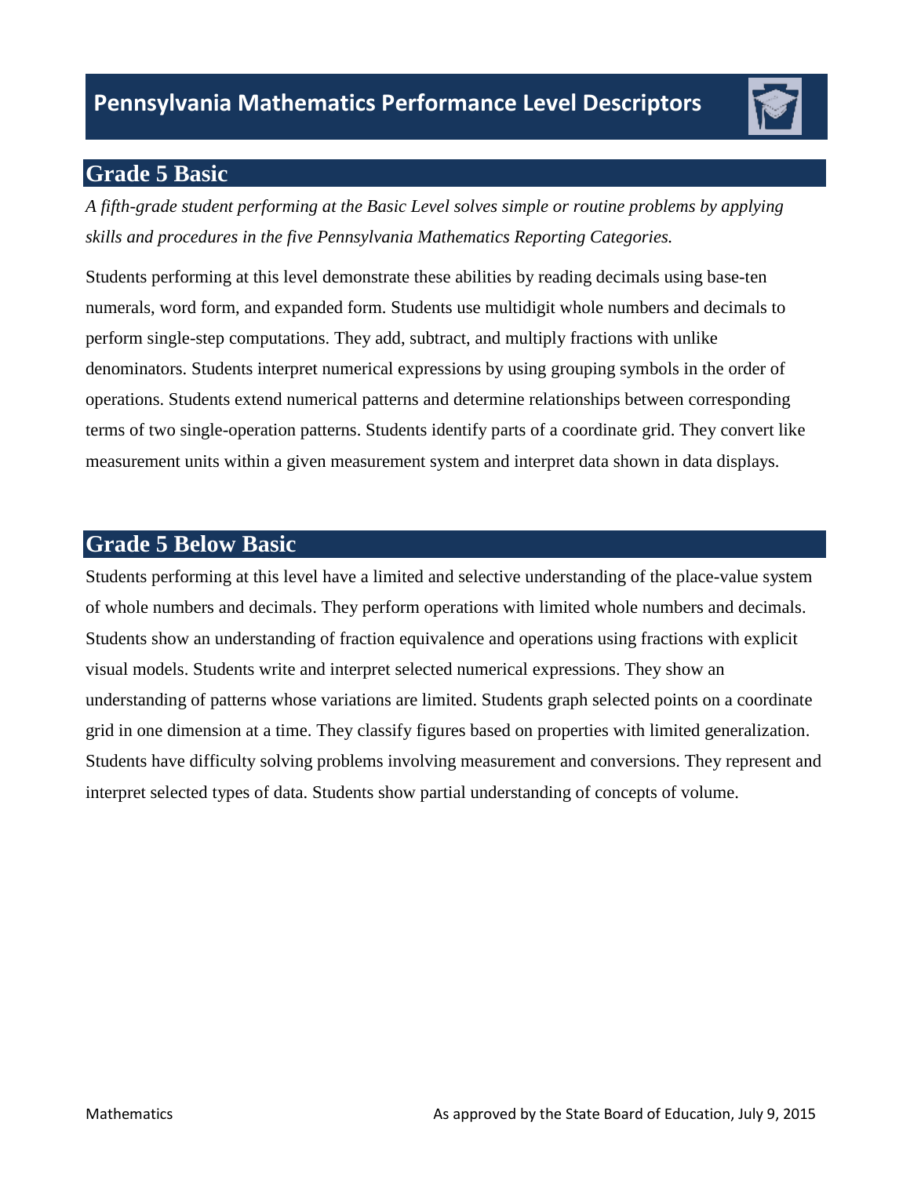# Pennsylvania Mathematics Performance Level Descriptors

## Grade 5 Basic

*A fifth-grade student performing at the Basic Level solves simple or routine problems by applying skills and procedures in the five Pennsylvania Mathematics Reporting Categories.*

Students performing at this level demonstrate these abilities by reading decimals using base-ten numerals, word form, and expanded form. Students use multidigit whole numbers and decimals to perform single-step computations. They add, subtract, and multiply fractions with unlike denominators. Students interpret numerical expressions by using grouping symbols in the order of operations. Students extend numerical patterns and determine relationships between corresponding terms of two single-operation patterns. Students identify parts of a coordinate grid. They convert like measurement units within a given measurement system and interpret data shown in data displays.

## Grade 5 Below Basic

Students performing at this level have a limited and selective understanding of the place-value system of whole numbers and decimals. They perform operations with limited whole numbers and decimals. Students show an understanding of fraction equivalence and operations using fractions with explicit visual models. Students write and interpret selected numerical expressions. They show an understanding of patterns whose variations are limited. Students graph selected points on a coordinate grid in one dimension at a time. They classify figures based on properties with limited generalization. Students have difficulty solving problems involving measurement and conversions. They represent and interpret selected types of data. Students show partial understanding of concepts of volume.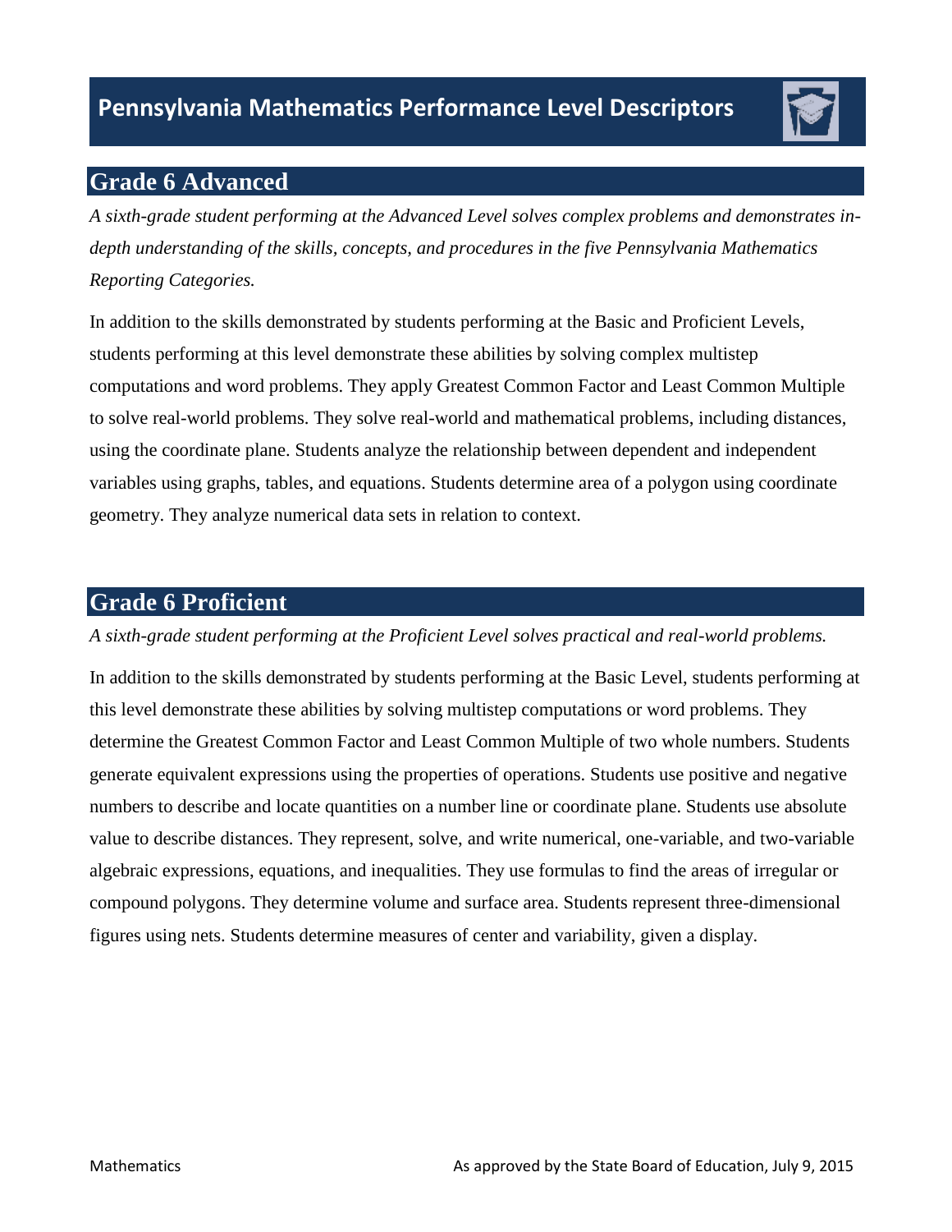# Pennsylvania Mathematics Performance Level Descriptors

## Grade 6 Advanced

*A sixth-grade student performing at the Advanced Level solves complex problems and demonstrates in-depth understanding of the skills, concepts, and procedures in the five Pennsylvania Mathematics Reporting Categories.*

In addition to the skills demonstrated by students performing at the Basic and Proficient Levels, students performing at this level demonstrate these abilities by solving complex multistep computations and word problems. They apply Greatest Common Factor and Least Common Multiple to solve real-world problems. They solve real-world and mathematical problems, including distances, using the coordinate plane. Students analyze the relationship between dependent and independent variables using graphs, tables, and equations. Students determine area of a polygon using coordinate geometry. They analyze numerical data sets in relation to context.

## Grade 6 Proficient

*A sixth-grade student performing at the Proficient Level solves practical and real-world problems.*

In addition to the skills demonstrated by students performing at the Basic Level, students performing at this level demonstrate these abilities by solving multistep computations or word problems. They determine the Greatest Common Factor and Least Common Multiple of two whole numbers. Students generate equivalent expressions using the properties of operations. Students use positive and negative numbers to describe and locate quantities on a number line or coordinate plane. Students use absolute value to describe distances. They represent, solve, and write numerical, one-variable, and two-variable algebraic expressions, equations, and inequalities. They use formulas to find the areas of irregular or compound polygons. They determine volume and surface area. Students represent three-dimensional figures using nets. Students determine measures of center and variability, given a display.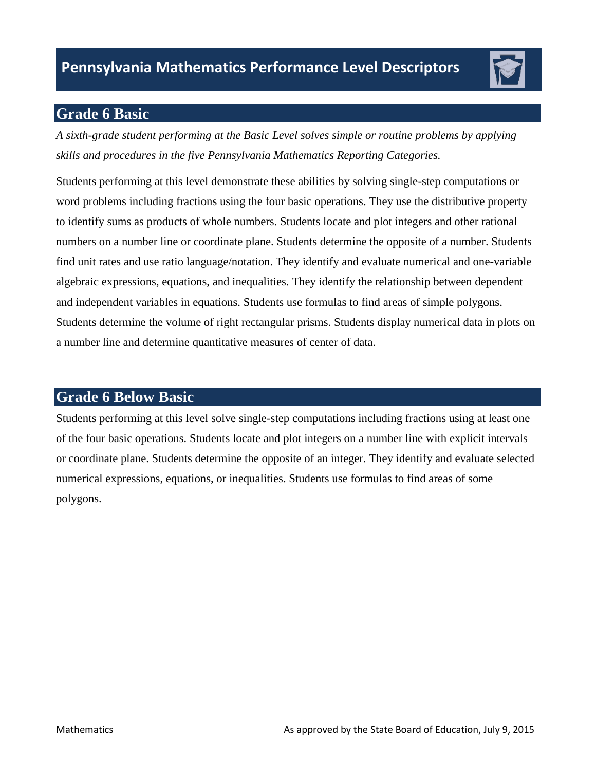# Pennsylvania Mathematics Performance Level Descriptors

## Grade 6 Basic

*A sixth-grade student performing at the Basic Level solves simple or routine problems by applying skills and procedures in the five Pennsylvania Mathematics Reporting Categories.*

Students performing at this level demonstrate these abilities by solving single-step computations or word problems including fractions using the four basic operations. They use the distributive property to identify sums as products of whole numbers. Students locate and plot integers and other rational numbers on a number line or coordinate plane. Students determine the opposite of a number. Students find unit rates and use ratio language/notation. They identify and evaluate numerical and one-variable algebraic expressions, equations, and inequalities. They identify the relationship between dependent and independent variables in equations. Students use formulas to find areas of simple polygons. Students determine the volume of right rectangular prisms. Students display numerical data in plots on a number line and determine quantitative measures of center of data.

## Grade 6 Below Basic

Students performing at this level solve single-step computations including fractions using at least one of the four basic operations. Students locate and plot integers on a number line with explicit intervals or coordinate plane. Students determine the opposite of an integer. They identify and evaluate selected numerical expressions, equations, or inequalities. Students use formulas to find areas of some polygons.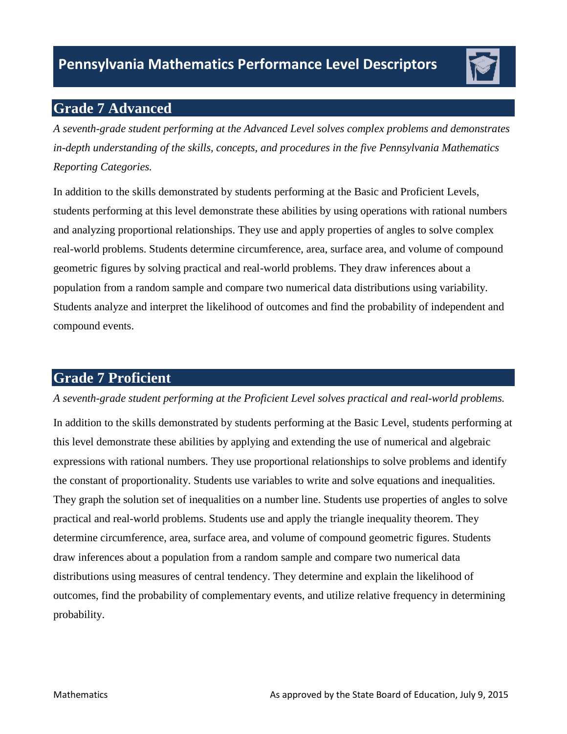# Pennsylvania Mathematics Performance Level Descriptors

## Grade 7 Advanced

*A seventh-grade student performing at the Advanced Level solves complex problems and demonstrates in-depth understanding of the skills, concepts, and procedures in the five Pennsylvania Mathematics Reporting Categories.*

In addition to the skills demonstrated by students performing at the Basic and Proficient Levels, students performing at this level demonstrate these abilities by using operations with rational numbers and analyzing proportional relationships. They use and apply properties of angles to solve complex real-world problems. Students determine circumference, area, surface area, and volume of compound geometric figures by solving practical and real-world problems. They draw inferences about a population from a random sample and compare two numerical data distributions using variability. Students analyze and interpret the likelihood of outcomes and find the probability of independent and compound events.

## Grade 7 Proficient

*A seventh-grade student performing at the Proficient Level solves practical and real-world problems.*

In addition to the skills demonstrated by students performing at the Basic Level, students performing at this level demonstrate these abilities by applying and extending the use of numerical and algebraic expressions with rational numbers. They use proportional relationships to solve problems and identify the constant of proportionality. Students use variables to write and solve equations and inequalities. They graph the solution set of inequalities on a number line. Students use properties of angles to solve practical and real-world problems. Students use and apply the triangle inequality theorem. They determine circumference, area, surface area, and volume of compound geometric figures. Students draw inferences about a population from a random sample and compare two numerical data distributions using measures of central tendency. They determine and explain the likelihood of outcomes, find the probability of complementary events, and utilize relative frequency in determining probability.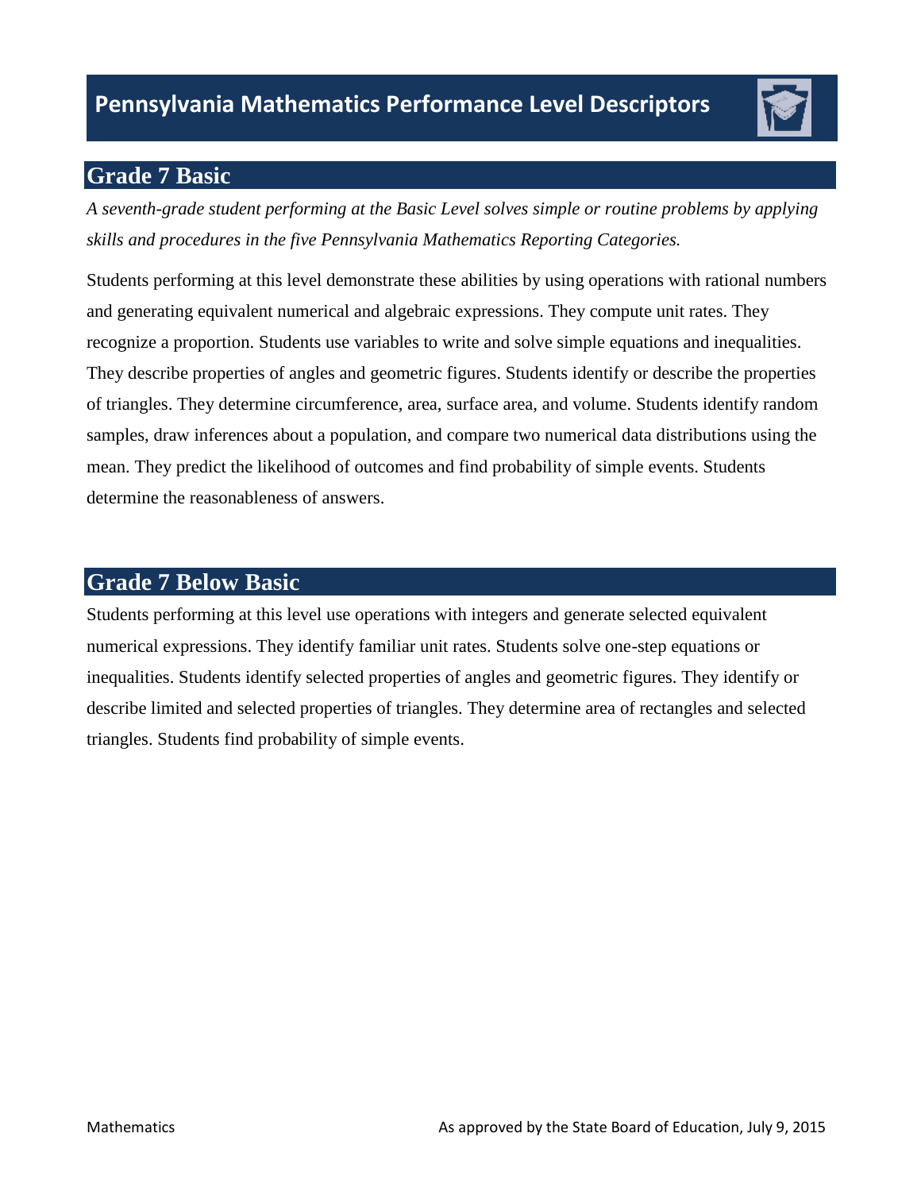# Pennsylvania Mathematics Performance Level Descriptors

## Grade 7 Basic

*A seventh-grade student performing at the Basic Level solves simple or routine problems by applying skills and procedures in the five Pennsylvania Mathematics Reporting Categories.*

Students performing at this level demonstrate these abilities by using operations with rational numbers and generating equivalent numerical and algebraic expressions. They compute unit rates. They recognize a proportion. Students use variables to write and solve simple equations and inequalities. They describe properties of angles and geometric figures. Students identify or describe the properties of triangles. They determine circumference, area, surface area, and volume. Students identify random samples, draw inferences about a population, and compare two numerical data distributions using the mean. They predict the likelihood of outcomes and find probability of simple events. Students determine the reasonableness of answers.

## Grade 7 Below Basic

Students performing at this level use operations with integers and generate selected equivalent numerical expressions. They identify familiar unit rates. Students solve one-step equations or inequalities. Students identify selected properties of angles and geometric figures. They identify or describe limited and selected properties of triangles. They determine area of rectangles and selected triangles. Students find probability of simple events.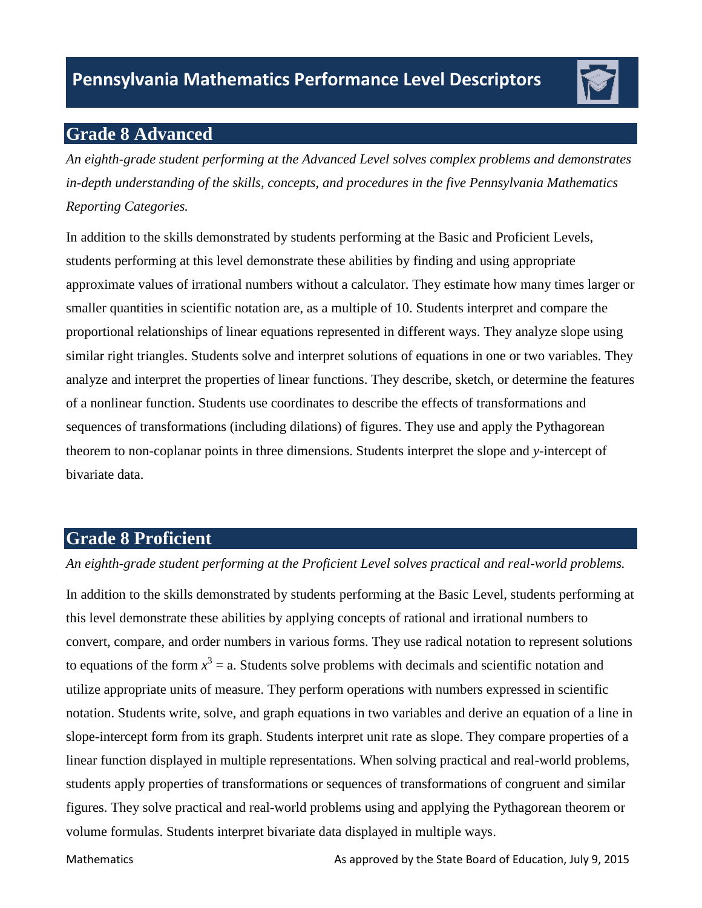# Pennsylvania Mathematics Performance Level Descriptors

## Grade 8 Advanced

*An eighth-grade student performing at the Advanced Level solves complex problems and demonstrates in-depth understanding of the skills, concepts, and procedures in the five Pennsylvania Mathematics Reporting Categories.*

In addition to the skills demonstrated by students performing at the Basic and Proficient Levels, students performing at this level demonstrate these abilities by finding and using appropriate approximate values of irrational numbers without a calculator. They estimate how many times larger or smaller quantities in scientific notation are, as a multiple of 10. Students interpret and compare the proportional relationships of linear equations represented in different ways. They analyze slope using similar right triangles. Students solve and interpret solutions of equations in one or two variables. They analyze and interpret the properties of linear functions. They describe, sketch, or determine the features of a nonlinear function. Students use coordinates to describe the effects of transformations and sequences of transformations (including dilations) of figures. They use and apply the Pythagorean theorem to non-coplanar points in three dimensions. Students interpret the slope and $y$-intercept of bivariate data.

## Grade 8 Proficient

*An eighth-grade student performing at the Proficient Level solves practical and real-world problems.*

In addition to the skills demonstrated by students performing at the Basic Level, students performing at this level demonstrate these abilities by applying concepts of rational and irrational numbers to convert, compare, and order numbers in various forms. They use radical notation to represent solutions to equations of the form $x^3 = a$. Students solve problems with decimals and scientific notation and utilize appropriate units of measure. They perform operations with numbers expressed in scientific notation. Students write, solve, and graph equations in two variables and derive an equation of a line in slope-intercept form from its graph. Students interpret unit rate as slope. They compare properties of a linear function displayed in multiple representations. When solving practical and real-world problems, students apply properties of transformations or sequences of transformations of congruent and similar figures. They solve practical and real-world problems using and applying the Pythagorean theorem or volume formulas. Students interpret bivariate data displayed in multiple ways.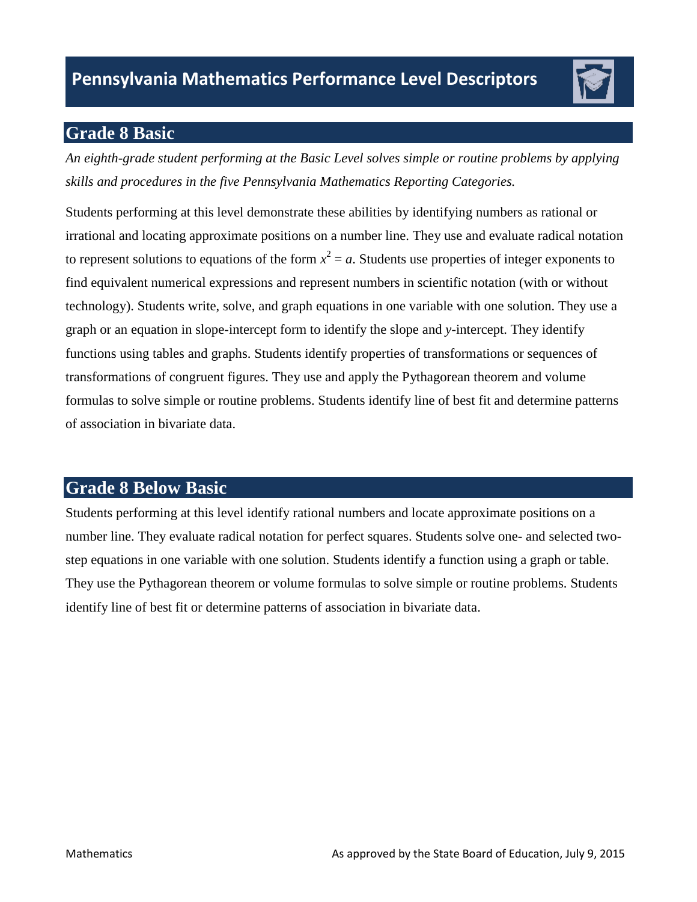# Pennsylvania Mathematics Performance Level Descriptors

## Grade 8 Basic

*An eighth-grade student performing at the Basic Level solves simple or routine problems by applying skills and procedures in the five Pennsylvania Mathematics Reporting Categories.*

Students performing at this level demonstrate these abilities by identifying numbers as rational or irrational and locating approximate positions on a number line. They use and evaluate radical notation to represent solutions to equations of the form $x^2 = a$. Students use properties of integer exponents to find equivalent numerical expressions and represent numbers in scientific notation (with or without technology). Students write, solve, and graph equations in one variable with one solution. They use a graph or an equation in slope-intercept form to identify the slope and $y$-intercept. They identify functions using tables and graphs. Students identify properties of transformations or sequences of transformations of congruent figures. They use and apply the Pythagorean theorem and volume formulas to solve simple or routine problems. Students identify line of best fit and determine patterns of association in bivariate data.

## Grade 8 Below Basic

Students performing at this level identify rational numbers and locate approximate positions on a number line. They evaluate radical notation for perfect squares. Students solve one- and selected two-step equations in one variable with one solution. Students identify a function using a graph or table. They use the Pythagorean theorem or volume formulas to solve simple or routine problems. Students identify line of best fit or determine patterns of association in bivariate data.